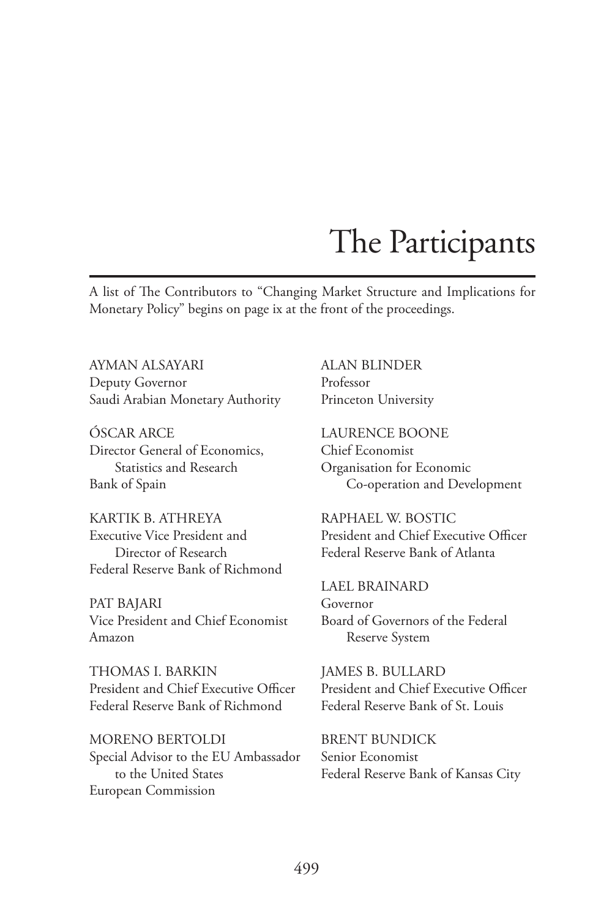# The Participants

A list of The Contributors to "Changing Market Structure and Implications for Monetary Policy" begins on page ix at the front of the proceedings.

AYMAN ALSAYARI
Deputy Governor
Saudi Arabian Monetary Authority

ÓSCAR ARCE
Director General of Economics, Statistics and Research
Bank of Spain

KARTIK B. ATHREYA
Executive Vice President and Director of Research
Federal Reserve Bank of Richmond

PAT BAJARI
Vice President and Chief Economist
Amazon

THOMAS I. BARKIN
President and Chief Executive Officer
Federal Reserve Bank of Richmond

MORENO BERTOLDI
Special Advisor to the EU Ambassador to the United States
European Commission

ALAN BLINDER
Professor
Princeton University

LAURENCE BOONE
Chief Economist
Organisation for Economic Co-operation and Development

RAPHAEL W. BOSTIC
President and Chief Executive Officer
Federal Reserve Bank of Atlanta

LAEL BRAINARD
Governor
Board of Governors of the Federal Reserve System

JAMES B. BULLARD
President and Chief Executive Officer
Federal Reserve Bank of St. Louis

BRENT BUNDICK
Senior Economist
Federal Reserve Bank of Kansas City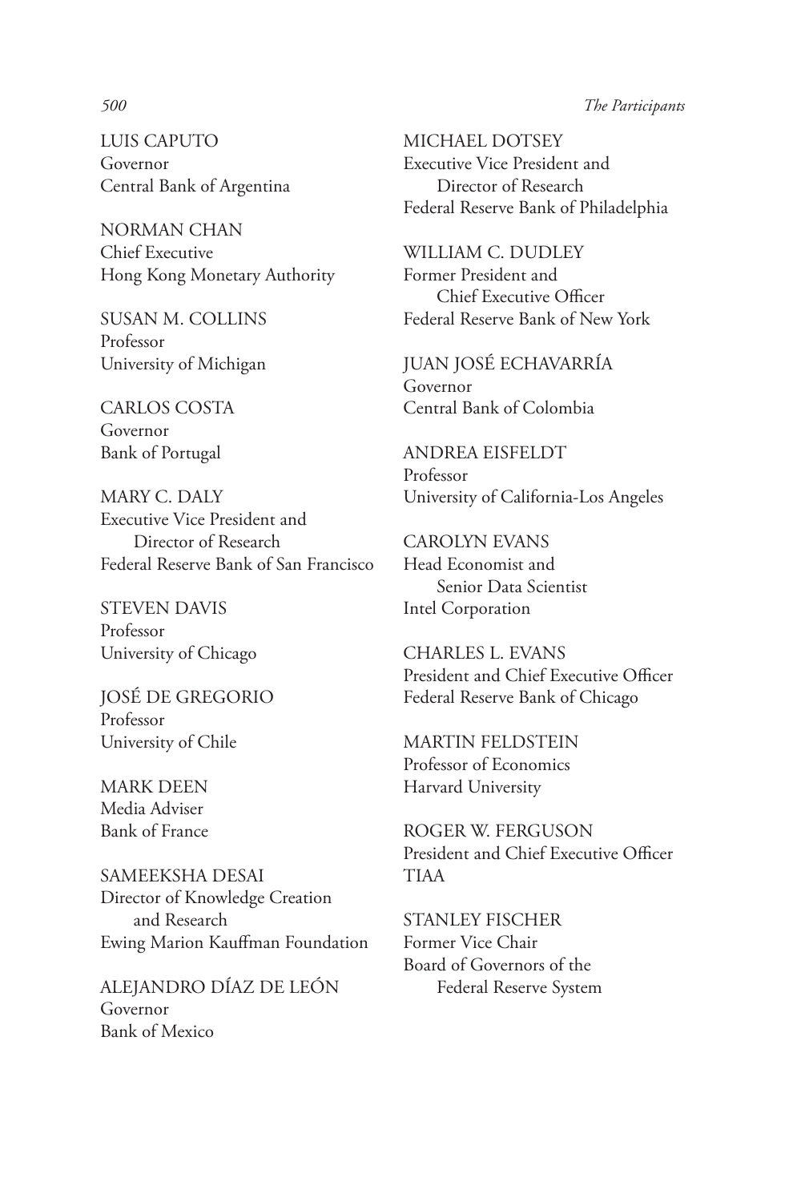LUIS CAPUTO
Governor
Central Bank of Argentina

NORMAN CHAN
Chief Executive
Hong Kong Monetary Authority

SUSAN M. COLLINS
Professor
University of Michigan

CARLOS COSTA
Governor
Bank of Portugal

MARY C. DALY
Executive Vice President and
Director of Research
Federal Reserve Bank of San Francisco

STEVEN DAVIS
Professor
University of Chicago

JOSÉ DE GREGORIO
Professor
University of Chile

MARK DEEN
Media Adviser
Bank of France

SAMEEKSHA DESAI
Director of Knowledge Creation
and Research
Ewing Marion Kauffman Foundation

ALEJANDRO DÍAZ DE LEÓN
Governor
Bank of Mexico

MICHAEL DOTSEY
Executive Vice President and
Director of Research
Federal Reserve Bank of Philadelphia

WILLIAM C. DUDLEY
Former President and
Chief Executive Officer
Federal Reserve Bank of New York

JUAN JOSÉ ECHAVARRÍA
Governor
Central Bank of Colombia

ANDREA EISFELDT
Professor
University of California-Los Angeles

CAROLYN EVANS
Head Economist and
Senior Data Scientist
Intel Corporation

CHARLES L. EVANS
President and Chief Executive Officer
Federal Reserve Bank of Chicago

MARTIN FELDSTEIN
Professor of Economics
Harvard University

ROGER W. FERGUSON
President and Chief Executive Officer
TIAA

STANLEY FISCHER
Former Vice Chair
Board of Governors of the
Federal Reserve System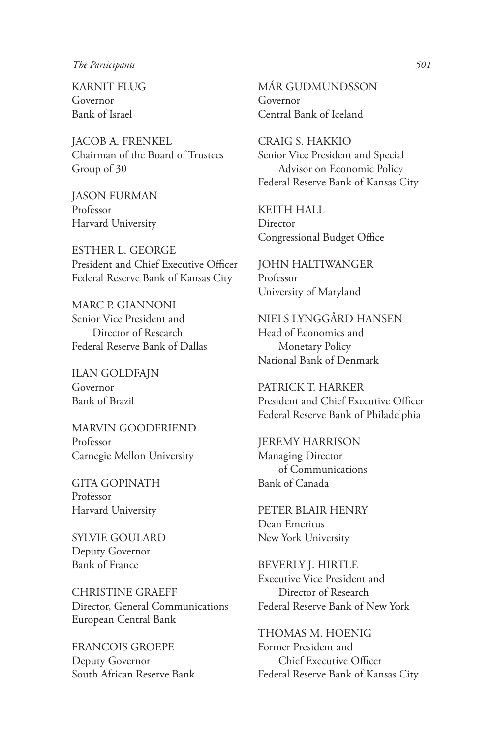KARNIT FLUG
Governor
Bank of Israel

JACOB A. FRENKEL
Chairman of the Board of Trustees
Group of 30

JASON FURMAN
Professor
Harvard University

ESTHER L. GEORGE
President and Chief Executive Officer
Federal Reserve Bank of Kansas City

MARC P. GIANNONI
Senior Vice President and Director of Research
Federal Reserve Bank of Dallas

ILAN GOLDFAJN
Governor
Bank of Brazil

MARVIN GOODFRIEND
Professor
Carnegie Mellon University

GITA GOPINATH
Professor
Harvard University

SYLVIE GOULARD
Deputy Governor
Bank of France

CHRISTINE GRAEFF
Director, General Communications
European Central Bank

FRANCOIS GROEPE
Deputy Governor
South African Reserve Bank

MÁR GUDMUNDSSON
Governor
Central Bank of Iceland

CRAIG S. HAKKIO
Senior Vice President and Special Advisor on Economic Policy
Federal Reserve Bank of Kansas City

KEITH HALL
Director
Congressional Budget Office

JOHN HALTIWANGER
Professor
University of Maryland

NIELS LYNGGÅRD HANSEN
Head of Economics and Monetary Policy
National Bank of Denmark

PATRICK T. HARKER
President and Chief Executive Officer
Federal Reserve Bank of Philadelphia

JEREMY HARRISON
Managing Director of Communications
Bank of Canada

PETER BLAIR HENRY
Dean Emeritus
New York University

BEVERLY J. HIRTLE
Executive Vice President and Director of Research
Federal Reserve Bank of New York

THOMAS M. HOENIG
Former President and Chief Executive Officer
Federal Reserve Bank of Kansas City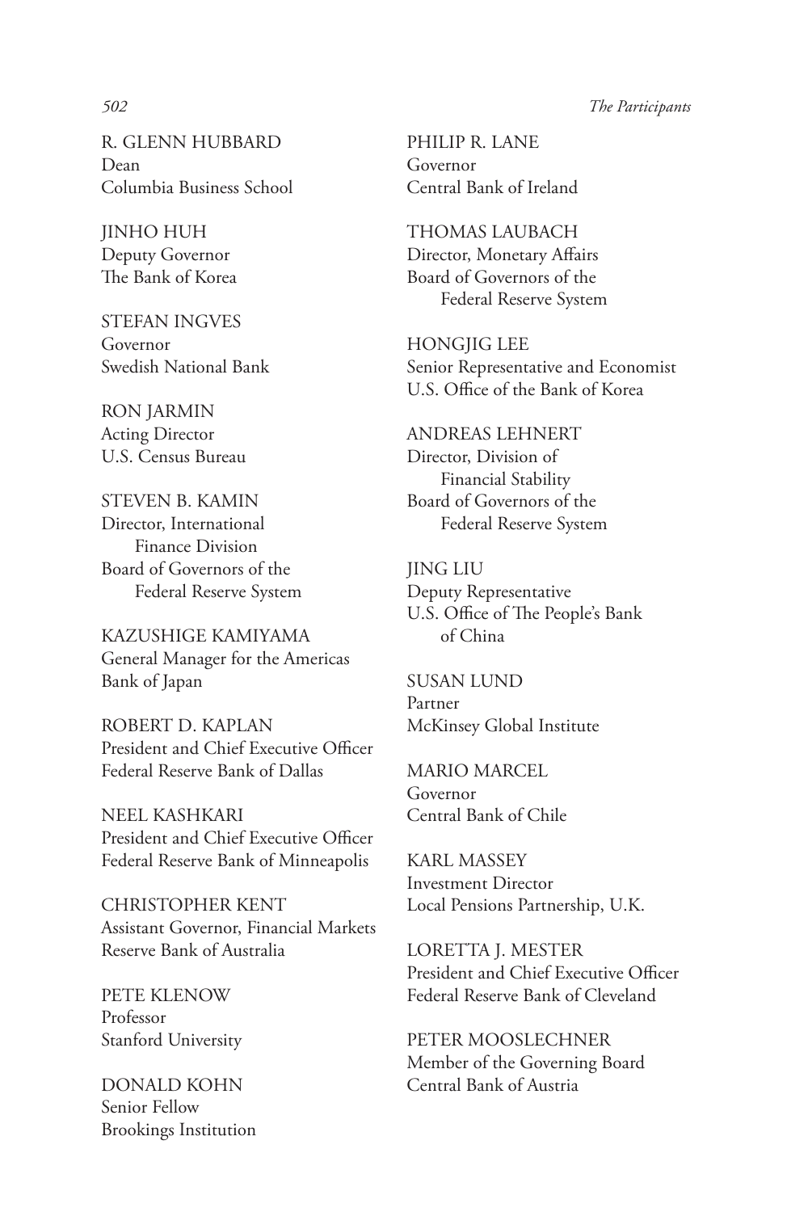R. GLENN HUBBARD
Dean
Columbia Business School

JINHO HUH
Deputy Governor
The Bank of Korea

STEFAN INGVES
Governor
Swedish National Bank

RON JARMIN
Acting Director
U.S. Census Bureau

STEVEN B. KAMIN
Director, International Finance Division
Board of Governors of the Federal Reserve System

KAZUSHIGE KAMIYAMA
General Manager for the Americas
Bank of Japan

ROBERT D. KAPLAN
President and Chief Executive Officer
Federal Reserve Bank of Dallas

NEEL KASHKARI
President and Chief Executive Officer
Federal Reserve Bank of Minneapolis

CHRISTOPHER KENT
Assistant Governor, Financial Markets
Reserve Bank of Australia

PETE KLENOW
Professor
Stanford University

DONALD KOHN
Senior Fellow
Brookings Institution

PHILIP R. LANE
Governor
Central Bank of Ireland

THOMAS LAUBACH
Director, Monetary Affairs
Board of Governors of the Federal Reserve System

HONGJIG LEE
Senior Representative and Economist
U.S. Office of the Bank of Korea

ANDREAS LEHNERT
Director, Division of Financial Stability
Board of Governors of the Federal Reserve System

JING LIU
Deputy Representative
U.S. Office of The People's Bank of China

SUSAN LUND
Partner
McKinsey Global Institute

MARIO MARCEL
Governor
Central Bank of Chile

KARL MASSEY
Investment Director
Local Pensions Partnership, U.K.

LORETTA J. MESTER
President and Chief Executive Officer
Federal Reserve Bank of Cleveland

PETER MOOSLECHNER
Member of the Governing Board
Central Bank of Austria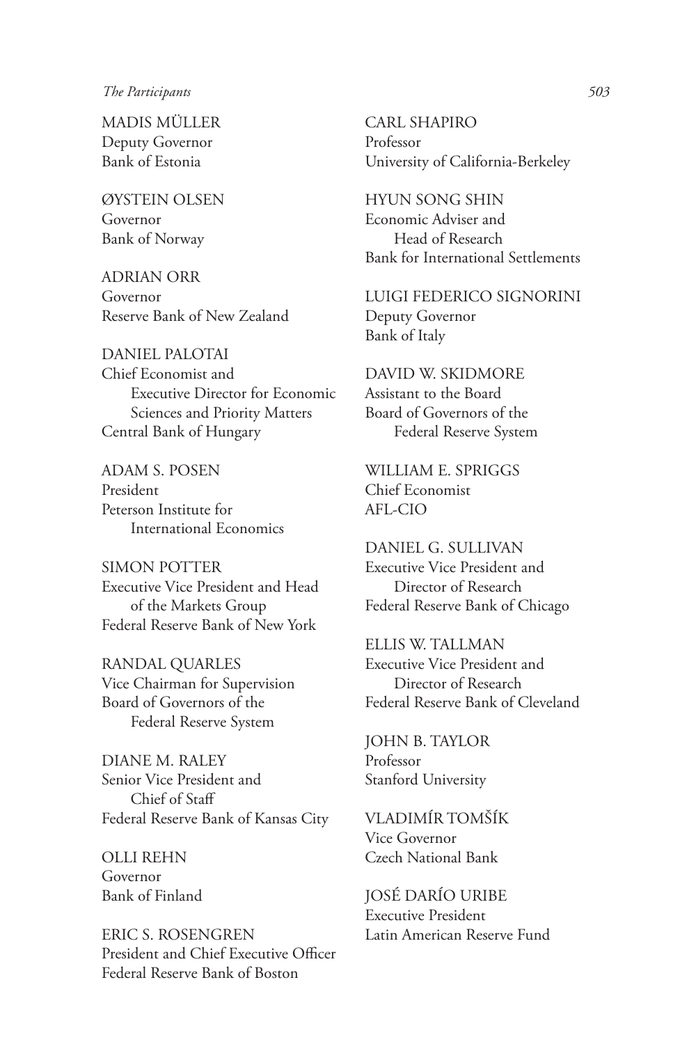MADIS MÜLLER
Deputy Governor
Bank of Estonia

ØYSTEIN OLSEN
Governor
Bank of Norway

ADRIAN ORR
Governor
Reserve Bank of New Zealand

DANIEL PALOTAI
Chief Economist and
Executive Director for Economic Sciences and Priority Matters
Central Bank of Hungary

ADAM S. POSEN
President
Peterson Institute for International Economics

SIMON POTTER
Executive Vice President and Head of the Markets Group
Federal Reserve Bank of New York

RANDAL QUARLES
Vice Chairman for Supervision
Board of Governors of the Federal Reserve System

DIANE M. RALEY
Senior Vice President and Chief of Staff
Federal Reserve Bank of Kansas City

OLLI REHN
Governor
Bank of Finland

ERIC S. ROSENGREN
President and Chief Executive Officer
Federal Reserve Bank of Boston

CARL SHAPIRO
Professor
University of California-Berkeley

HYUN SONG SHIN
Economic Adviser and Head of Research
Bank for International Settlements

LUIGI FEDERICO SIGNORINI
Deputy Governor
Bank of Italy

DAVID W. SKIDMORE
Assistant to the Board
Board of Governors of the Federal Reserve System

WILLIAM E. SPRIGGS
Chief Economist
AFL-CIO

DANIEL G. SULLIVAN
Executive Vice President and Director of Research
Federal Reserve Bank of Chicago

ELLIS W. TALLMAN
Executive Vice President and Director of Research
Federal Reserve Bank of Cleveland

JOHN B. TAYLOR
Professor
Stanford University

VLADIMÍR TOMŠÍK
Vice Governor
Czech National Bank

JOSÉ DARÍO URIBE
Executive President
Latin American Reserve Fund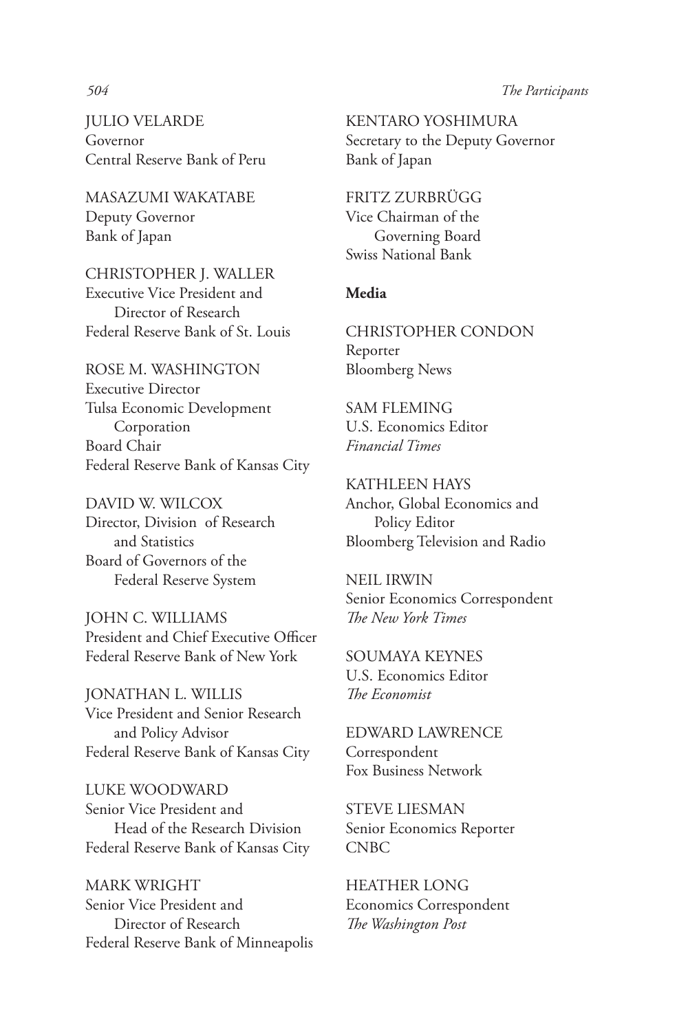JULIO VELARDE
Governor
Central Reserve Bank of Peru

MASAZUMI WAKATABE
Deputy Governor
Bank of Japan

CHRISTOPHER J. WALLER
Executive Vice President and Director of Research
Federal Reserve Bank of St. Louis

ROSE M. WASHINGTON
Executive Director
Tulsa Economic Development Corporation
Board Chair
Federal Reserve Bank of Kansas City

DAVID W. WILCOX
Director, Division of Research and Statistics
Board of Governors of the Federal Reserve System

JOHN C. WILLIAMS
President and Chief Executive Officer
Federal Reserve Bank of New York

JONATHAN L. WILLIS
Vice President and Senior Research and Policy Advisor
Federal Reserve Bank of Kansas City

LUKE WOODWARD
Senior Vice President and Head of the Research Division
Federal Reserve Bank of Kansas City

MARK WRIGHT
Senior Vice President and Director of Research
Federal Reserve Bank of Minneapolis

KENTARO YOSHIMURA
Secretary to the Deputy Governor
Bank of Japan

FRITZ ZURBRÜGG
Vice Chairman of the Governing Board
Swiss National Bank

**Media**

CHRISTOPHER CONDON
Reporter
Bloomberg News

SAM FLEMING
U.S. Economics Editor
*Financial Times*

KATHLEEN HAYS
Anchor, Global Economics and Policy Editor
Bloomberg Television and Radio

NEIL IRWIN
Senior Economics Correspondent
*The New York Times*

SOUMAYA KEYNES
U.S. Economics Editor
*The Economist*

EDWARD LAWRENCE
Correspondent
Fox Business Network

STEVE LIESMAN
Senior Economics Reporter
CNBC

HEATHER LONG
Economics Correspondent
*The Washington Post*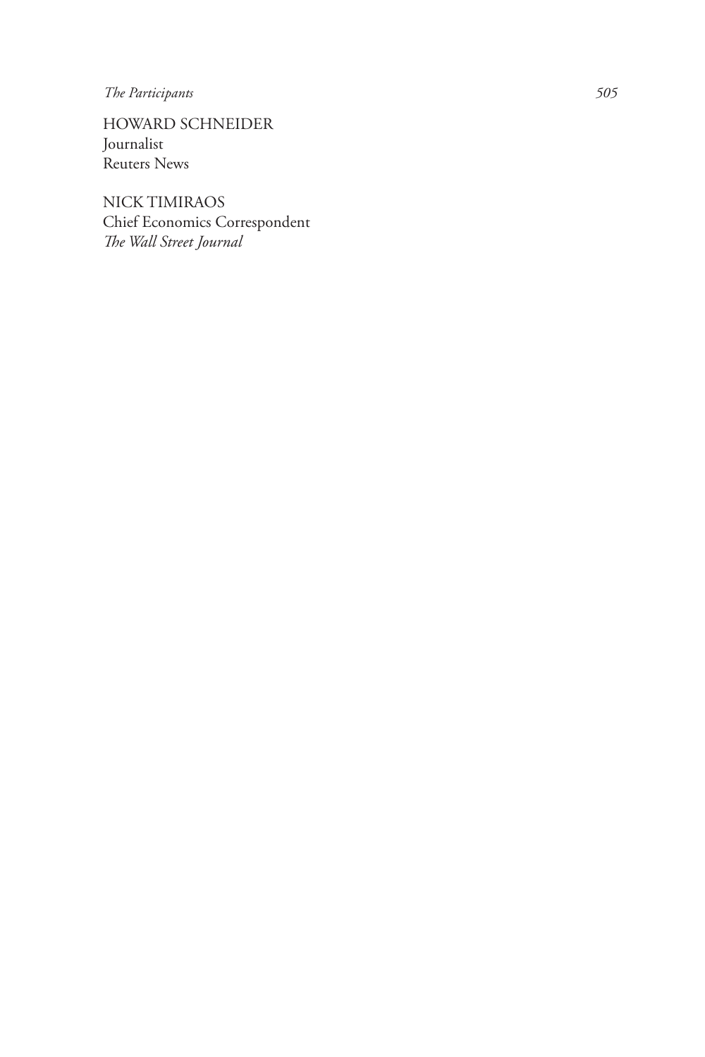HOWARD SCHNEIDER
Journalist
Reuters News

NICK TIMIRAOS
Chief Economics Correspondent
*The Wall Street Journal*